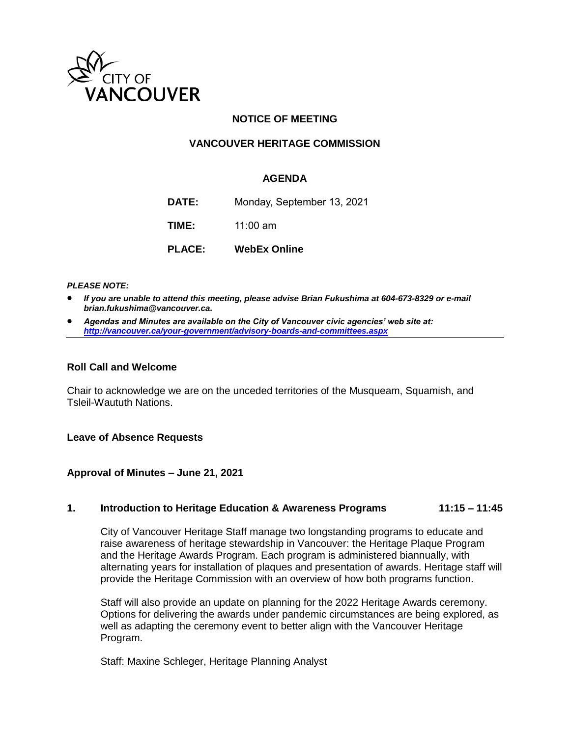CITY OF VANCOUVER

# NOTICE OF MEETING

## VANCOUVER HERITAGE COMMISSION

### AGENDA

**DATE:** Monday, September 13, 2021

**TIME:** 11:00 am

**PLACE:** **WebEx Online**

***PLEASE NOTE:***

- ***If you are unable to attend this meeting, please advise Brian Fukushima at 604-673-8329 or e-mail brian.fukushima@vancouver.ca.***
- ***Agendas and Minutes are available on the City of Vancouver civic agencies' web site at: http://vancouver.ca/your-government/advisory-boards-and-committees.aspx***

---

**Roll Call and Welcome**

Chair to acknowledge we are on the unceded territories of the Musqueam, Squamish, and Tsleil-Waututh Nations.

**Leave of Absence Requests**

**Approval of Minutes – June 21, 2021**

**1. Introduction to Heritage Education & Awareness Programs 11:15 – 11:45**

City of Vancouver Heritage Staff manage two longstanding programs to educate and raise awareness of heritage stewardship in Vancouver: the Heritage Plaque Program and the Heritage Awards Program. Each program is administered biannually, with alternating years for installation of plaques and presentation of awards. Heritage staff will provide the Heritage Commission with an overview of how both programs function.

Staff will also provide an update on planning for the 2022 Heritage Awards ceremony. Options for delivering the awards under pandemic circumstances are being explored, as well as adapting the ceremony event to better align with the Vancouver Heritage Program.

Staff: Maxine Schleger, Heritage Planning Analyst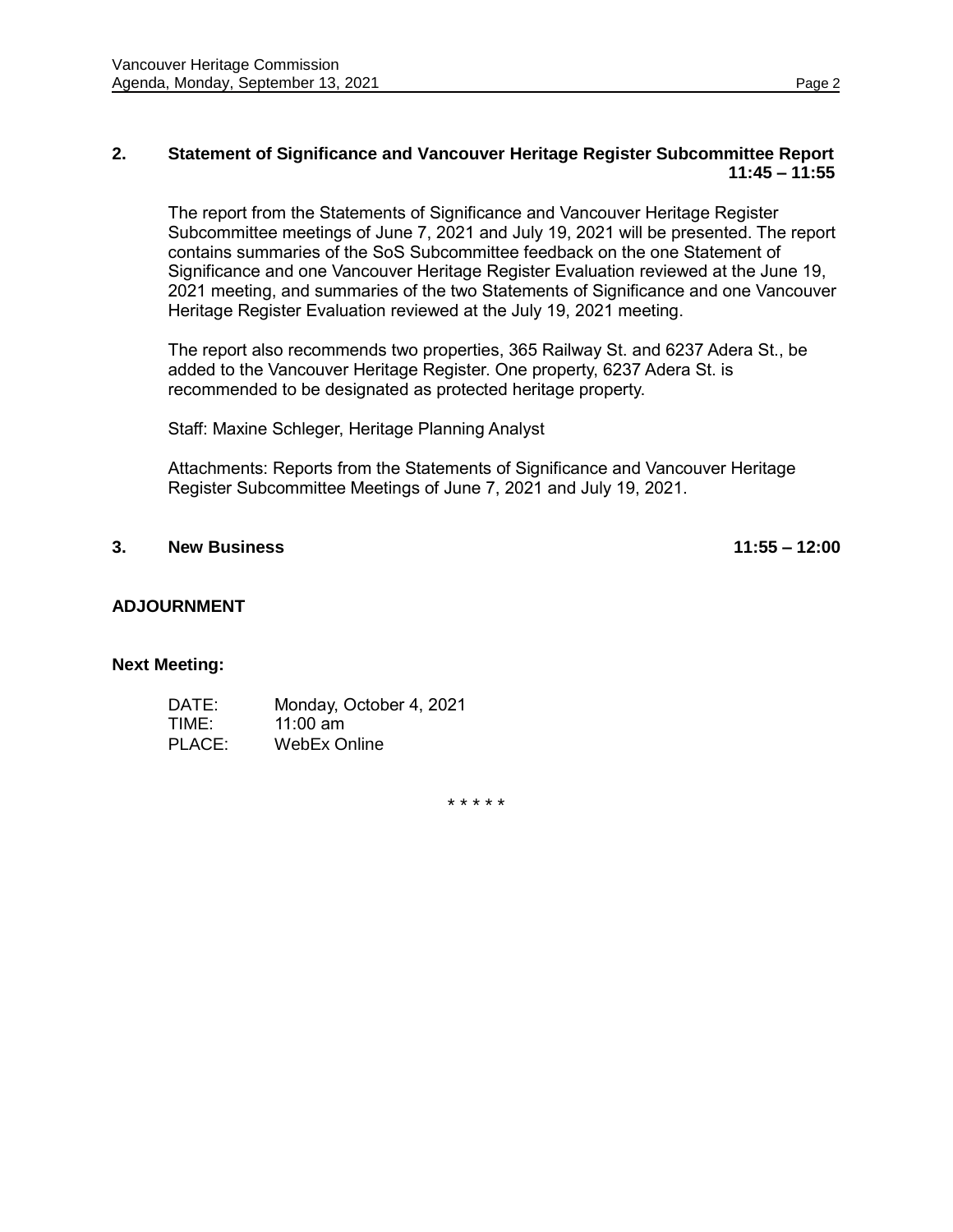## 2. Statement of Significance and Vancouver Heritage Register Subcommittee Report 11:45 – 11:55

The report from the Statements of Significance and Vancouver Heritage Register Subcommittee meetings of June 7, 2021 and July 19, 2021 will be presented. The report contains summaries of the SoS Subcommittee feedback on the one Statement of Significance and one Vancouver Heritage Register Evaluation reviewed at the June 19, 2021 meeting, and summaries of the two Statements of Significance and one Vancouver Heritage Register Evaluation reviewed at the July 19, 2021 meeting.

The report also recommends two properties, 365 Railway St. and 6237 Adera St., be added to the Vancouver Heritage Register. One property, 6237 Adera St. is recommended to be designated as protected heritage property.

Staff: Maxine Schleger, Heritage Planning Analyst

Attachments: Reports from the Statements of Significance and Vancouver Heritage Register Subcommittee Meetings of June 7, 2021 and July 19, 2021.

## 3. New Business 11:55 – 12:00

## ADJOURNMENT

**Next Meeting:**

DATE: Monday, October 4, 2021
TIME: 11:00 am
PLACE: WebEx Online

\* \* \* \* \*